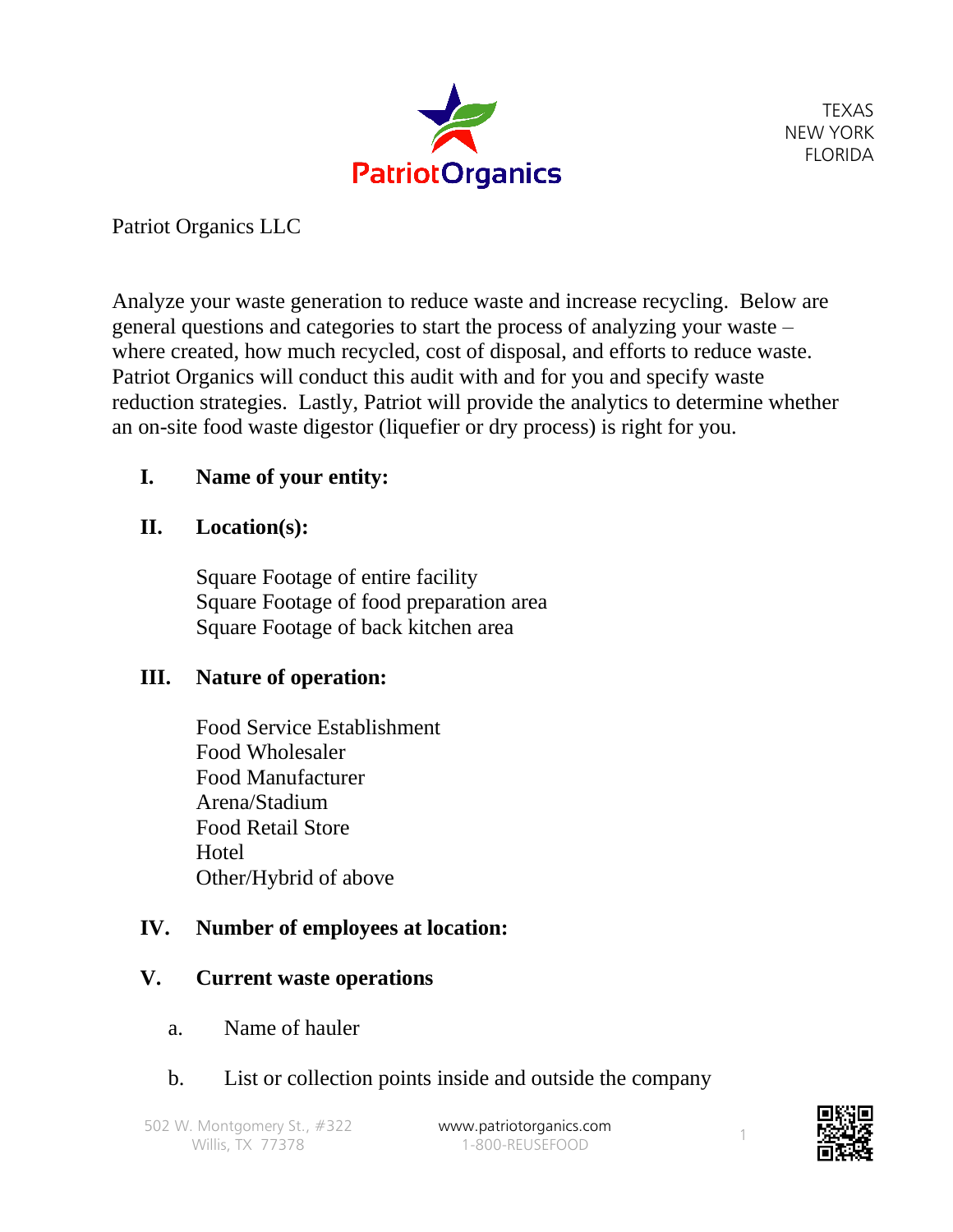PatriotOrganics

TEXAS
NEW YORK
FLORIDA

Patriot Organics LLC

Analyze your waste generation to reduce waste and increase recycling. Below are general questions and categories to start the process of analyzing your waste – where created, how much recycled, cost of disposal, and efforts to reduce waste. Patriot Organics will conduct this audit with and for you and specify waste reduction strategies. Lastly, Patriot will provide the analytics to determine whether an on-site food waste digestor (liquefier or dry process) is right for you.

**I. Name of your entity:**

**II. Location(s):**

Square Footage of entire facility
Square Footage of food preparation area
Square Footage of back kitchen area

**III. Nature of operation:**

Food Service Establishment
Food Wholesaler
Food Manufacturer
Arena/Stadium
Food Retail Store
Hotel
Other/Hybrid of above

**IV. Number of employees at location:**

**V. Current waste operations**

a. Name of hauler

b. List or collection points inside and outside the company

502 W. Montgomery St., #322
Willis, TX 77378

www.patriotorganics.com
1-800-REUSEFOOD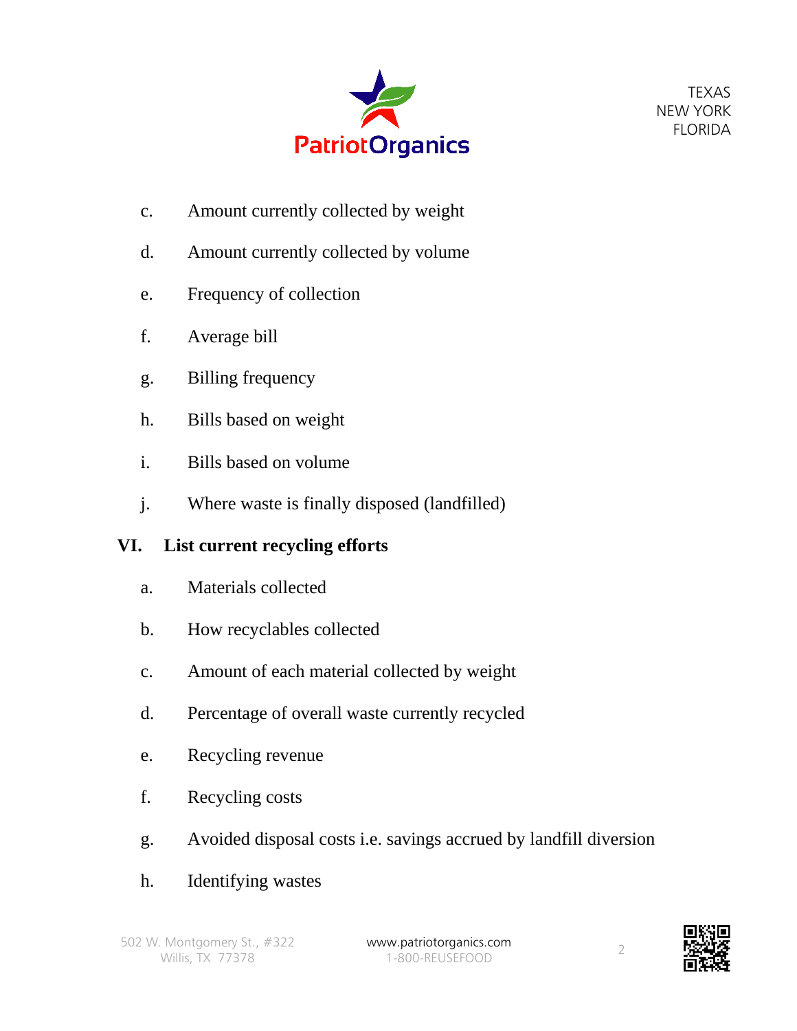c. Amount currently collected by weight

d. Amount currently collected by volume

e. Frequency of collection

f. Average bill

g. Billing frequency

h. Bills based on weight

i. Bills based on volume

j. Where waste is finally disposed (landfilled)

## VI. List current recycling efforts

a. Materials collected

b. How recyclables collected

c. Amount of each material collected by weight

d. Percentage of overall waste currently recycled

e. Recycling revenue

f. Recycling costs

g. Avoided disposal costs i.e. savings accrued by landfill diversion

h. Identifying wastes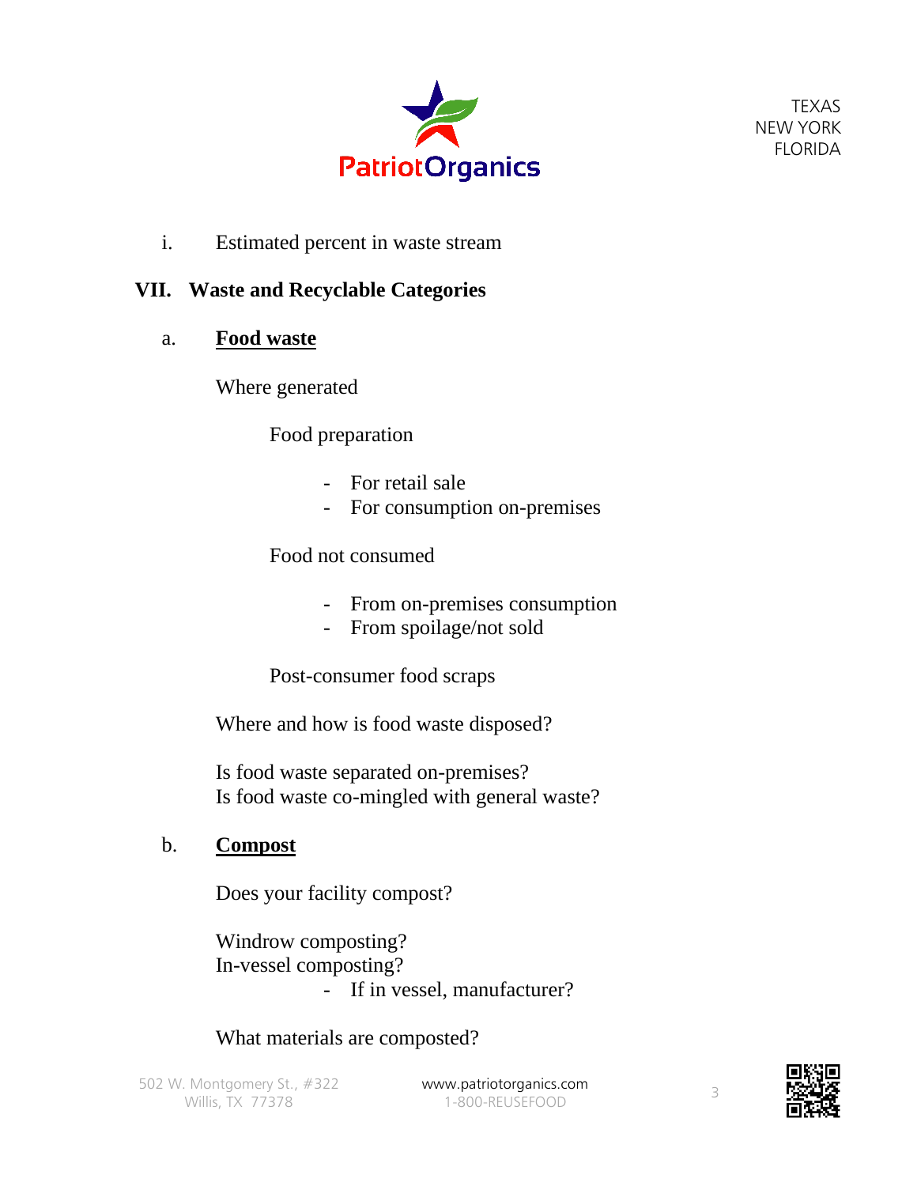i. Estimated percent in waste stream

## VII. Waste and Recyclable Categories

### a. Food waste

Where generated

Food preparation

- For retail sale
- For consumption on-premises

Food not consumed

- From on-premises consumption
- From spoilage/not sold

Post-consumer food scraps

Where and how is food waste disposed?

Is food waste separated on-premises?
Is food waste co-mingled with general waste?

### b. Compost

Does your facility compost?

Windrow composting?
In-vessel composting?

- If in vessel, manufacturer?

What materials are composted?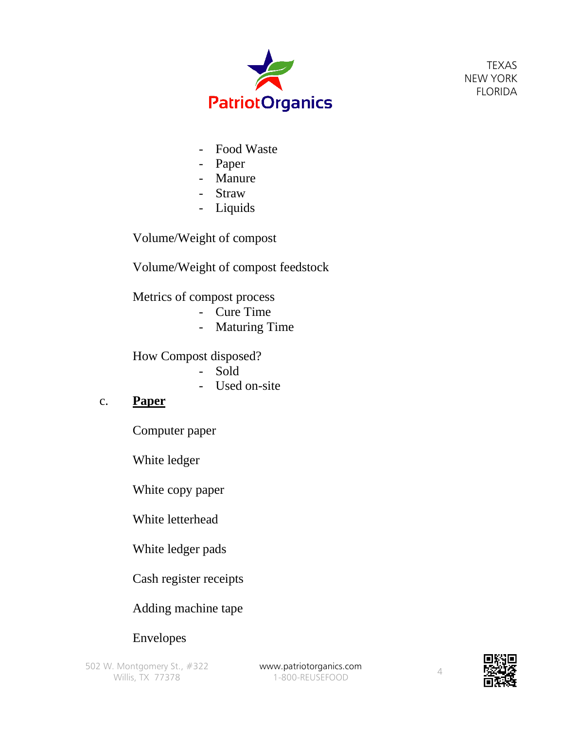- Food Waste
- Paper
- Manure
- Straw
- Liquids

Volume/Weight of compost

Volume/Weight of compost feedstock

Metrics of compost process

- Cure Time
- Maturing Time

How Compost disposed?

- Sold
- Used on-site

c. **<u>Paper</u>**

Computer paper

White ledger

White copy paper

White letterhead

White ledger pads

Cash register receipts

Adding machine tape

Envelopes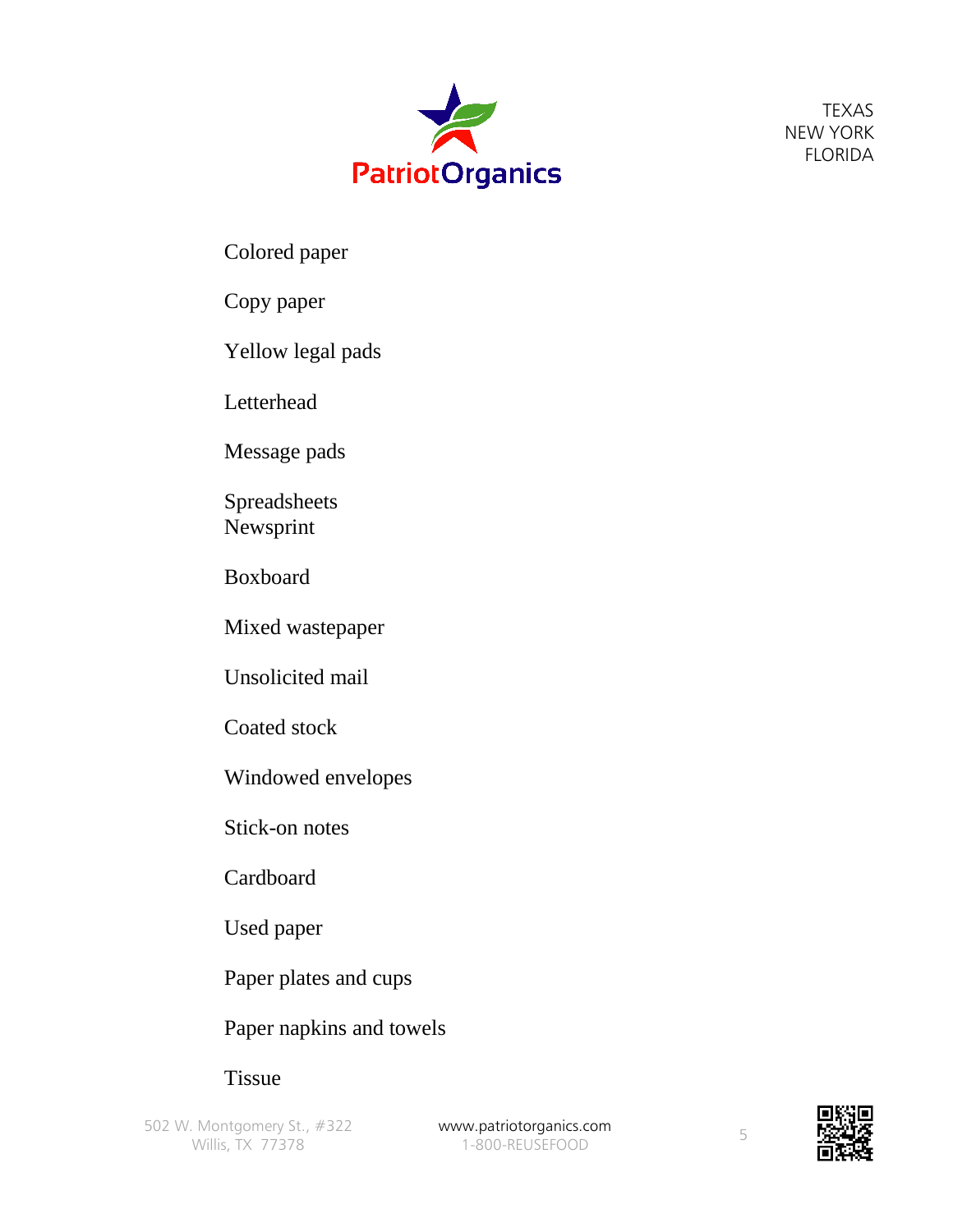Colored paper

Copy paper

Yellow legal pads

Letterhead

Message pads

Spreadsheets
Newsprint

Boxboard

Mixed wastepaper

Unsolicited mail

Coated stock

Windowed envelopes

Stick-on notes

Cardboard

Used paper

Paper plates and cups

Paper napkins and towels

Tissue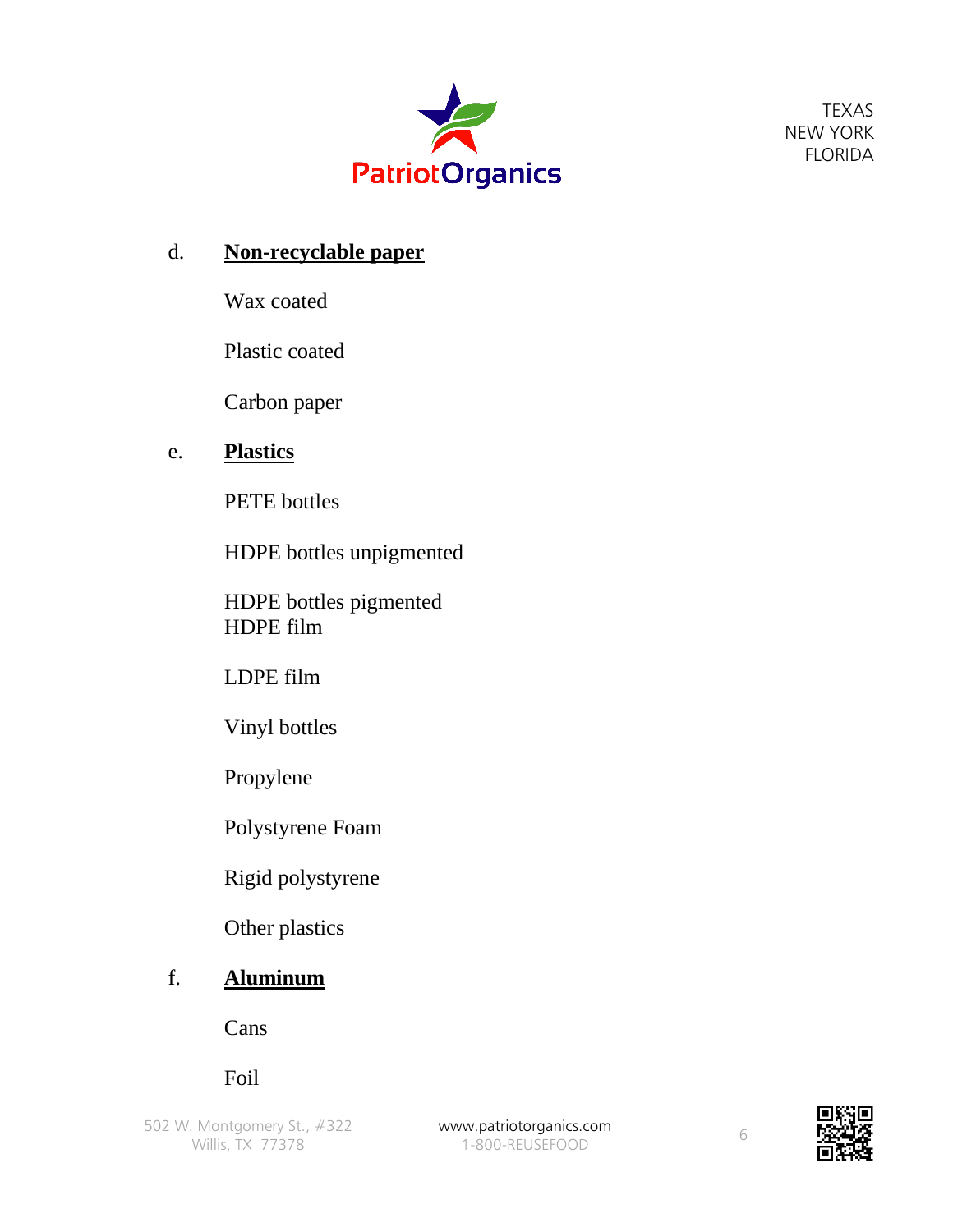d. **Non-recyclable paper**

Wax coated

Plastic coated

Carbon paper

e. **Plastics**

PETE bottles

HDPE bottles unpigmented

HDPE bottles pigmented
HDPE film

LDPE film

Vinyl bottles

Propylene

Polystyrene Foam

Rigid polystyrene

Other plastics

f. **Aluminum**

Cans

Foil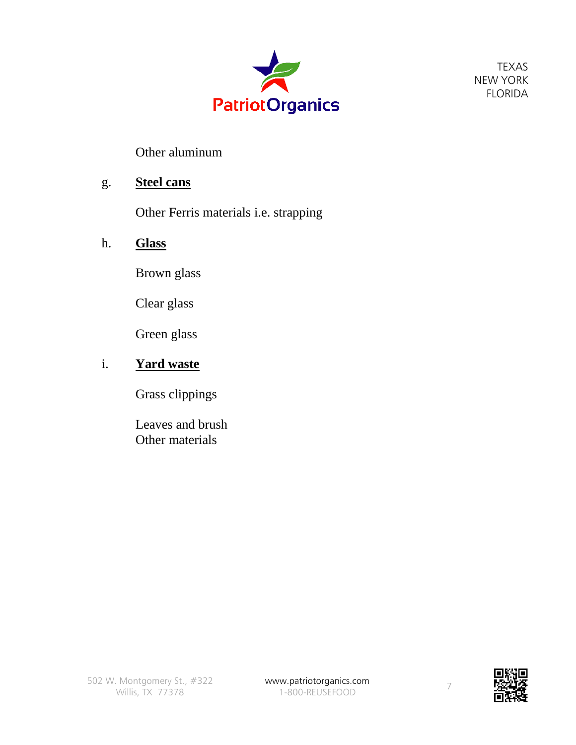Other aluminum

g. **<u>Steel cans</u>**

Other Ferris materials i.e. strapping

h. **<u>Glass</u>**

Brown glass

Clear glass

Green glass

i. **<u>Yard waste</u>**

Grass clippings

Leaves and brush
Other materials